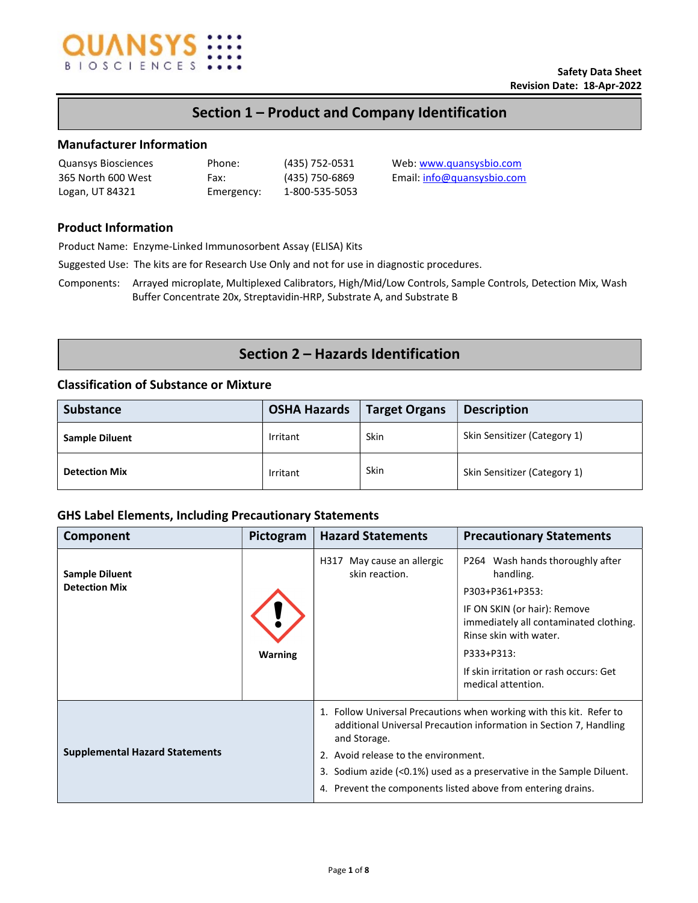QUANSYS BIOSCIENCES

**Safety Data Sheet**
**Revision Date: 18-Apr-2022**

## Section 1 – Product and Company Identification

### Manufacturer Information

| | | | |
|---|---|---|---|
| Quansys Biosciences | Phone: | (435) 752-0531 | Web: www.quansysbio.com |
| 365 North 600 West | Fax: | (435) 750-6869 | Email: info@quansysbio.com |
| Logan, UT 84321 | Emergency: | 1-800-535-5053 | |

### Product Information

Product Name: Enzyme-Linked Immunosorbent Assay (ELISA) Kits

Suggested Use: The kits are for Research Use Only and not for use in diagnostic procedures.

Components: Arrayed microplate, Multiplexed Calibrators, High/Mid/Low Controls, Sample Controls, Detection Mix, Wash Buffer Concentrate 20x, Streptavidin-HRP, Substrate A, and Substrate B

## Section 2 – Hazards Identification

### Classification of Substance or Mixture

| Substance | OSHA Hazards | Target Organs | Description |
|---|---|---|---|
| **Sample Diluent** | Irritant | Skin | Skin Sensitizer (Category 1) |
| **Detection Mix** | Irritant | Skin | Skin Sensitizer (Category 1) |

### GHS Label Elements, Including Precautionary Statements

| Component | Pictogram | Hazard Statements | Precautionary Statements |
|---|---|---|---|
| **Sample Diluent**<br>**Detection Mix** | **Warning** | H317 May cause an allergic skin reaction. | P264 Wash hands thoroughly after handling.<br>P303+P361+P353:<br>IF ON SKIN (or hair): Remove immediately all contaminated clothing. Rinse skin with water.<br>P333+P313:<br>If skin irritation or rash occurs: Get medical attention. |
| **Supplemental Hazard Statements** | | 1. Follow Universal Precautions when working with this kit. Refer to additional Universal Precaution information in Section 7, Handling and Storage.<br>2. Avoid release to the environment.<br>3. Sodium azide (<0.1%) used as a preservative in the Sample Diluent.<br>4. Prevent the components listed above from entering drains. | |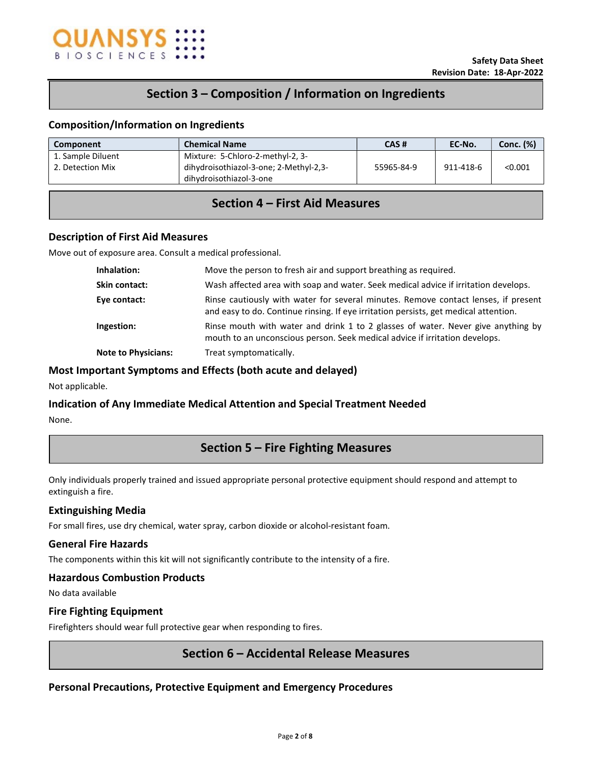## Section 3 – Composition / Information on Ingredients

### Composition/Information on Ingredients

| Component | Chemical Name | CAS # | EC-No. | Conc. (%) |
|---|---|---|---|---|
| 1. Sample Diluent<br>2. Detection Mix | Mixture: 5-Chloro-2-methyl-2, 3-dihydroisothiazol-3-one; 2-Methyl-2,3-dihydroisothiazol-3-one | 55965-84-9 | 911-418-6 | <0.001 |

## Section 4 – First Aid Measures

### Description of First Aid Measures

Move out of exposure area. Consult a medical professional.

**Inhalation:** Move the person to fresh air and support breathing as required.

**Skin contact:** Wash affected area with soap and water. Seek medical advice if irritation develops.

**Eye contact:** Rinse cautiously with water for several minutes. Remove contact lenses, if present and easy to do. Continue rinsing. If eye irritation persists, get medical attention.

**Ingestion:** Rinse mouth with water and drink 1 to 2 glasses of water. Never give anything by mouth to an unconscious person. Seek medical advice if irritation develops.

**Note to Physicians:** Treat symptomatically.

### Most Important Symptoms and Effects (both acute and delayed)

Not applicable.

### Indication of Any Immediate Medical Attention and Special Treatment Needed

None.

## Section 5 – Fire Fighting Measures

Only individuals properly trained and issued appropriate personal protective equipment should respond and attempt to extinguish a fire.

### Extinguishing Media

For small fires, use dry chemical, water spray, carbon dioxide or alcohol-resistant foam.

### General Fire Hazards

The components within this kit will not significantly contribute to the intensity of a fire.

### Hazardous Combustion Products

No data available

### Fire Fighting Equipment

Firefighters should wear full protective gear when responding to fires.

## Section 6 – Accidental Release Measures

### Personal Precautions, Protective Equipment and Emergency Procedures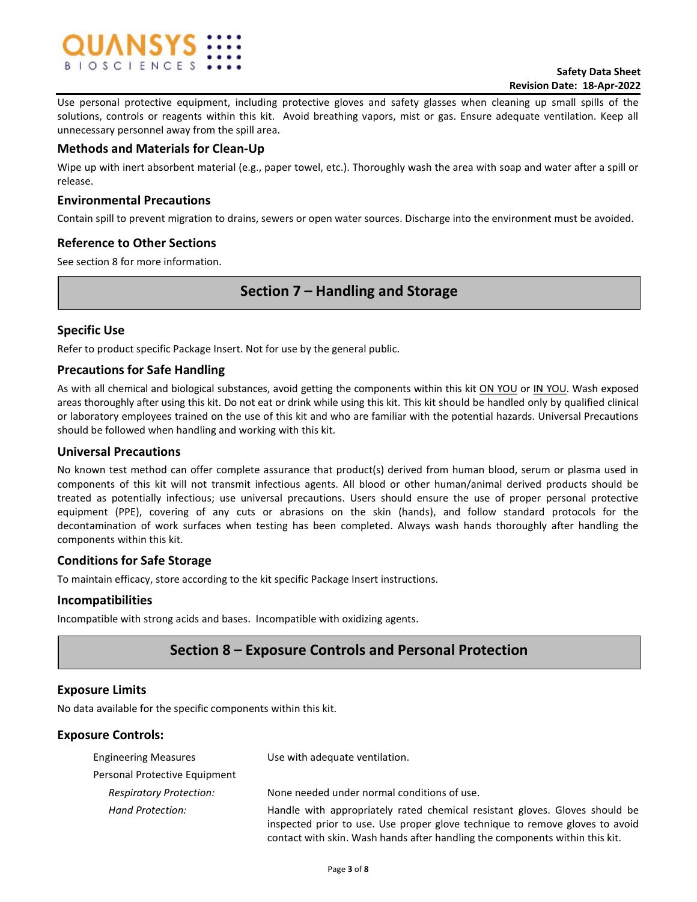Use personal protective equipment, including protective gloves and safety glasses when cleaning up small spills of the solutions, controls or reagents within this kit. Avoid breathing vapors, mist or gas. Ensure adequate ventilation. Keep all unnecessary personnel away from the spill area.

### Methods and Materials for Clean-Up

Wipe up with inert absorbent material (e.g., paper towel, etc.). Thoroughly wash the area with soap and water after a spill or release.

### Environmental Precautions

Contain spill to prevent migration to drains, sewers or open water sources. Discharge into the environment must be avoided.

### Reference to Other Sections

See section 8 for more information.

## Section 7 – Handling and Storage

### Specific Use

Refer to product specific Package Insert. Not for use by the general public.

### Precautions for Safe Handling

As with all chemical and biological substances, avoid getting the components within this kit ON YOU or IN YOU. Wash exposed areas thoroughly after using this kit. Do not eat or drink while using this kit. This kit should be handled only by qualified clinical or laboratory employees trained on the use of this kit and who are familiar with the potential hazards. Universal Precautions should be followed when handling and working with this kit.

### Universal Precautions

No known test method can offer complete assurance that product(s) derived from human blood, serum or plasma used in components of this kit will not transmit infectious agents. All blood or other human/animal derived products should be treated as potentially infectious; use universal precautions. Users should ensure the use of proper personal protective equipment (PPE), covering of any cuts or abrasions on the skin (hands), and follow standard protocols for the decontamination of work surfaces when testing has been completed. Always wash hands thoroughly after handling the components within this kit.

### Conditions for Safe Storage

To maintain efficacy, store according to the kit specific Package Insert instructions.

### Incompatibilities

Incompatible with strong acids and bases. Incompatible with oxidizing agents.

## Section 8 – Exposure Controls and Personal Protection

### Exposure Limits

No data available for the specific components within this kit.

### Exposure Controls:

| | |
|---|---|
| Engineering Measures | Use with adequate ventilation. |
| Personal Protective Equipment | |
| *Respiratory Protection:* | None needed under normal conditions of use. |
| *Hand Protection:* | Handle with appropriately rated chemical resistant gloves. Gloves should be inspected prior to use. Use proper glove technique to remove gloves to avoid contact with skin. Wash hands after handling the components within this kit. |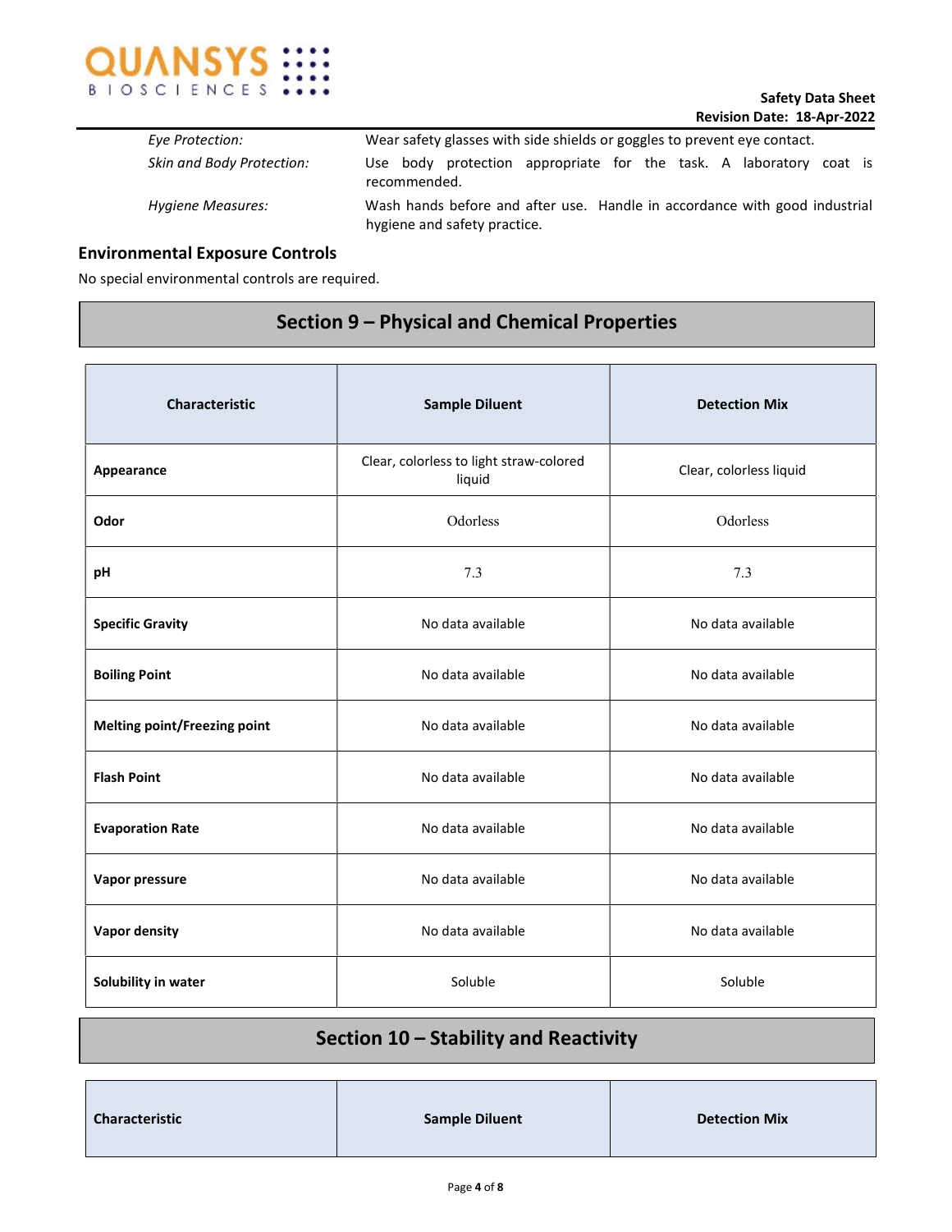*Eye Protection:* Wear safety glasses with side shields or goggles to prevent eye contact.

*Skin and Body Protection:* Use body protection appropriate for the task. A laboratory coat is recommended.

*Hygiene Measures:* Wash hands before and after use. Handle in accordance with good industrial hygiene and safety practice.

### Environmental Exposure Controls

No special environmental controls are required.

## Section 9 – Physical and Chemical Properties

| Characteristic | Sample Diluent | Detection Mix |
|---|---|---|
| **Appearance** | Clear, colorless to light straw-colored liquid | Clear, colorless liquid |
| **Odor** | Odorless | Odorless |
| **pH** | 7.3 | 7.3 |
| **Specific Gravity** | No data available | No data available |
| **Boiling Point** | No data available | No data available |
| **Melting point/Freezing point** | No data available | No data available |
| **Flash Point** | No data available | No data available |
| **Evaporation Rate** | No data available | No data available |
| **Vapor pressure** | No data available | No data available |
| **Vapor density** | No data available | No data available |
| **Solubility in water** | Soluble | Soluble |

## Section 10 – Stability and Reactivity

| Characteristic | Sample Diluent | Detection Mix |
|---|---|---|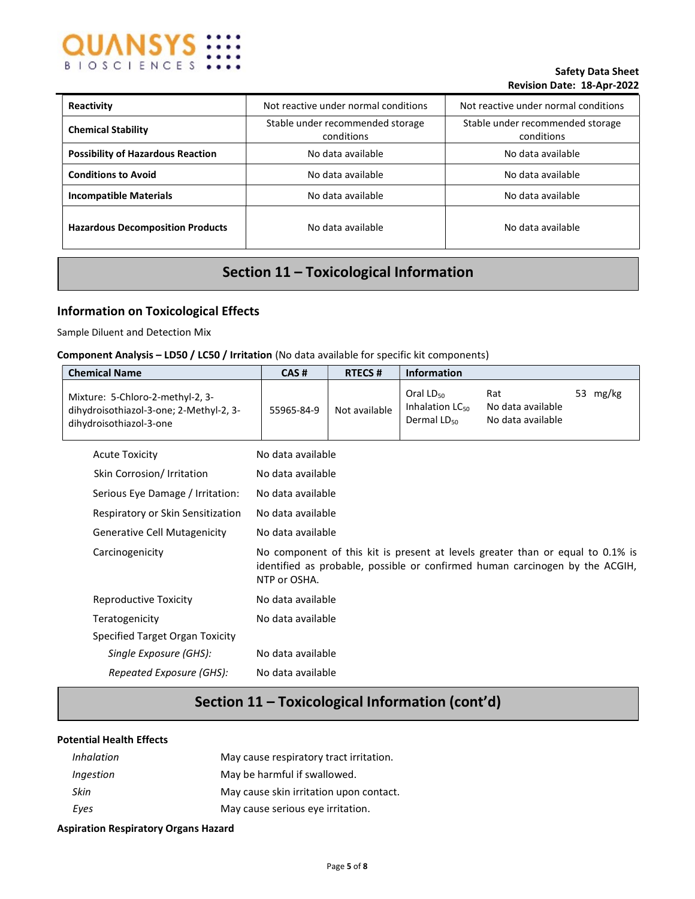| Reactivity | Not reactive under normal conditions | Not reactive under normal conditions |
|---|---|---|
| Chemical Stability | Stable under recommended storage conditions | Stable under recommended storage conditions |
| Possibility of Hazardous Reaction | No data available | No data available |
| Conditions to Avoid | No data available | No data available |
| Incompatible Materials | No data available | No data available |
| Hazardous Decomposition Products | No data available | No data available |

# Section 11 – Toxicological Information

## Information on Toxicological Effects

Sample Diluent and Detection Mix

**Component Analysis – LD50 / LC50 / Irritation** (No data available for specific kit components)

| Chemical Name | CAS # | RTECS # | Information | | |
|---|---|---|---|---|---|
| Mixture: 5-Chloro-2-methyl-2, 3-dihydroisothiazol-3-one; 2-Methyl-2, 3-dihydroisothiazol-3-one | 55965-84-9 | Not available | Oral $LD_{50}$<br>Inhalation $LC_{50}$<br>Dermal $LD_{50}$ | Rat<br>No data available<br>No data available | 53 mg/kg |

| | |
|---|---|
| Acute Toxicity | No data available |
| Skin Corrosion/ Irritation | No data available |
| Serious Eye Damage / Irritation: | No data available |
| Respiratory or Skin Sensitization | No data available |
| Generative Cell Mutagenicity | No data available |
| Carcinogenicity | No component of this kit is present at levels greater than or equal to 0.1% is identified as probable, possible or confirmed human carcinogen by the ACGIH, NTP or OSHA. |
| Reproductive Toxicity | No data available |
| Teratogenicity | No data available |
| Specified Target Organ Toxicity | |
| *Single Exposure (GHS):* | No data available |
| *Repeated Exposure (GHS):* | No data available |

# Section 11 – Toxicological Information (cont'd)

**Potential Health Effects**

| | |
|---|---|
| *Inhalation* | May cause respiratory tract irritation. |
| *Ingestion* | May be harmful if swallowed. |
| *Skin* | May cause skin irritation upon contact. |
| *Eyes* | May cause serious eye irritation. |

**Aspiration Respiratory Organs Hazard**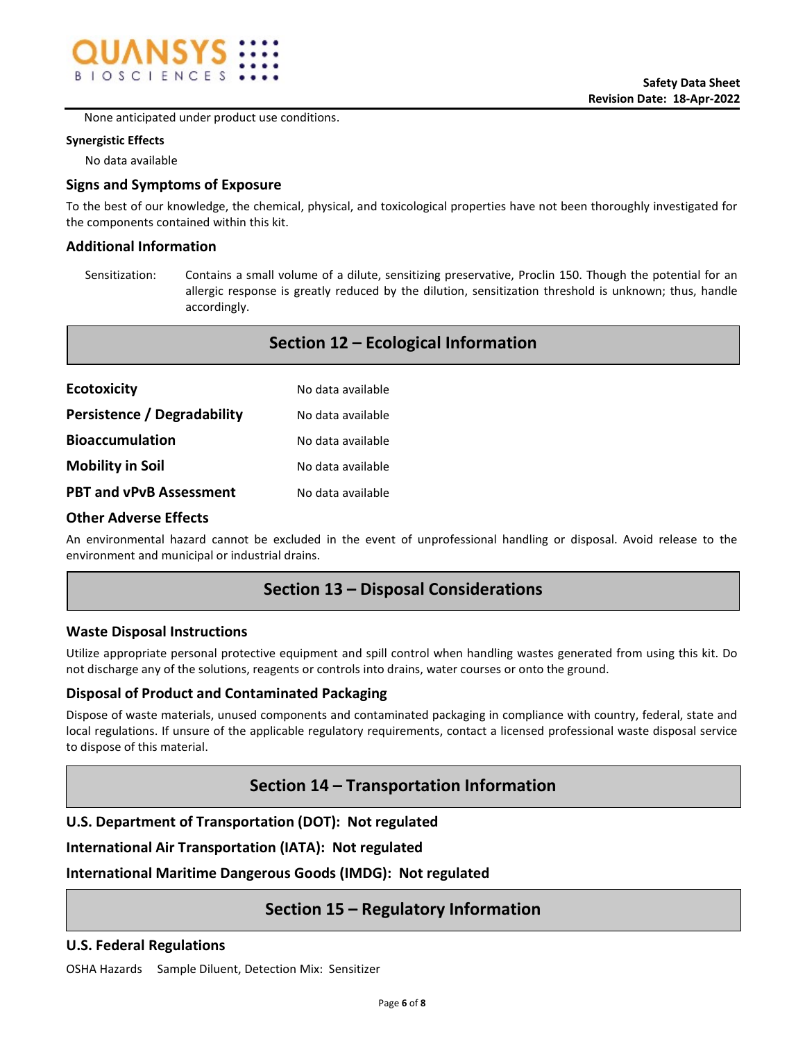None anticipated under product use conditions.

**Synergistic Effects**

No data available

### Signs and Symptoms of Exposure

To the best of our knowledge, the chemical, physical, and toxicological properties have not been thoroughly investigated for the components contained within this kit.

### Additional Information

Sensitization: Contains a small volume of a dilute, sensitizing preservative, Proclin 150. Though the potential for an allergic response is greatly reduced by the dilution, sensitization threshold is unknown; thus, handle accordingly.

## Section 12 – Ecological Information

| | |
|---|---|
| **Ecotoxicity** | No data available |
| **Persistence / Degradability** | No data available |
| **Bioaccumulation** | No data available |
| **Mobility in Soil** | No data available |
| **PBT and vPvB Assessment** | No data available |

### Other Adverse Effects

An environmental hazard cannot be excluded in the event of unprofessional handling or disposal. Avoid release to the environment and municipal or industrial drains.

## Section 13 – Disposal Considerations

### Waste Disposal Instructions

Utilize appropriate personal protective equipment and spill control when handling wastes generated from using this kit. Do not discharge any of the solutions, reagents or controls into drains, water courses or onto the ground.

### Disposal of Product and Contaminated Packaging

Dispose of waste materials, unused components and contaminated packaging in compliance with country, federal, state and local regulations. If unsure of the applicable regulatory requirements, contact a licensed professional waste disposal service to dispose of this material.

## Section 14 – Transportation Information

**U.S. Department of Transportation (DOT): Not regulated**

**International Air Transportation (IATA): Not regulated**

**International Maritime Dangerous Goods (IMDG): Not regulated**

## Section 15 – Regulatory Information

### U.S. Federal Regulations

OSHA Hazards Sample Diluent, Detection Mix: Sensitizer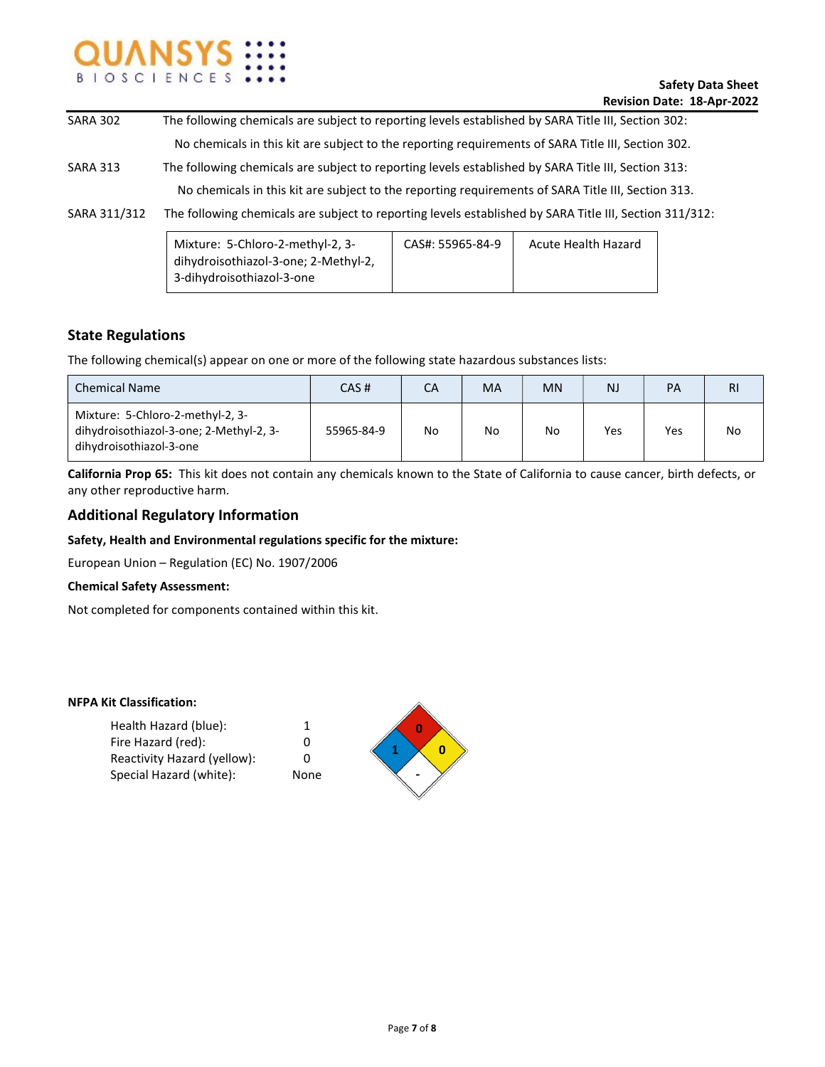**SARA 302** The following chemicals are subject to reporting levels established by SARA Title III, Section 302:

No chemicals in this kit are subject to the reporting requirements of SARA Title III, Section 302.

**SARA 313** The following chemicals are subject to reporting levels established by SARA Title III, Section 313:

No chemicals in this kit are subject to the reporting requirements of SARA Title III, Section 313.

**SARA 311/312** The following chemicals are subject to reporting levels established by SARA Title III, Section 311/312:

| | | |
|---|---|---|
| Mixture: 5-Chloro-2-methyl-2, 3-dihydroisothiazol-3-one; 2-Methyl-2, 3-dihydroisothiazol-3-one | CAS#: 55965-84-9 | Acute Health Hazard |

## State Regulations

The following chemical(s) appear on one or more of the following state hazardous substances lists:

| Chemical Name | CAS # | CA | MA | MN | NJ | PA | RI |
|---|---|---|---|---|---|---|---|
| Mixture: 5-Chloro-2-methyl-2, 3-dihydroisothiazol-3-one; 2-Methyl-2, 3-dihydroisothiazol-3-one | 55965-84-9 | No | No | No | Yes | Yes | No |

**California Prop 65:** This kit does not contain any chemicals known to the State of California to cause cancer, birth defects, or any other reproductive harm.

## Additional Regulatory Information

**Safety, Health and Environmental regulations specific for the mixture:**

European Union – Regulation (EC) No. 1907/2006

**Chemical Safety Assessment:**

Not completed for components contained within this kit.

**NFPA Kit Classification:**

| | |
|---|---|
| Health Hazard (blue): | 1 |
| Fire Hazard (red): | 0 |
| Reactivity Hazard (yellow): | 0 |
| Special Hazard (white): | None |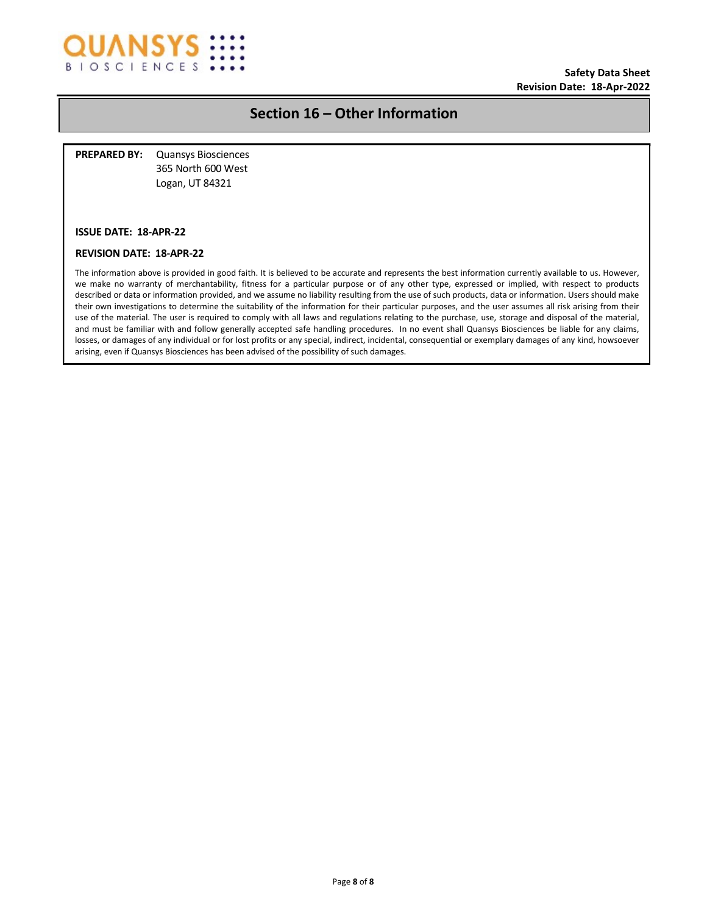# Section 16 – Other Information

**PREPARED BY:** Quansys Biosciences
365 North 600 West
Logan, UT 84321

**ISSUE DATE: 18-APR-22**

**REVISION DATE: 18-APR-22**

The information above is provided in good faith. It is believed to be accurate and represents the best information currently available to us. However, we make no warranty of merchantability, fitness for a particular purpose or of any other type, expressed or implied, with respect to products described or data or information provided, and we assume no liability resulting from the use of such products, data or information. Users should make their own investigations to determine the suitability of the information for their particular purposes, and the user assumes all risk arising from their use of the material. The user is required to comply with all laws and regulations relating to the purchase, use, storage and disposal of the material, and must be familiar with and follow generally accepted safe handling procedures. In no event shall Quansys Biosciences be liable for any claims, losses, or damages of any individual or for lost profits or any special, indirect, incidental, consequential or exemplary damages of any kind, howsoever arising, even if Quansys Biosciences has been advised of the possibility of such damages.